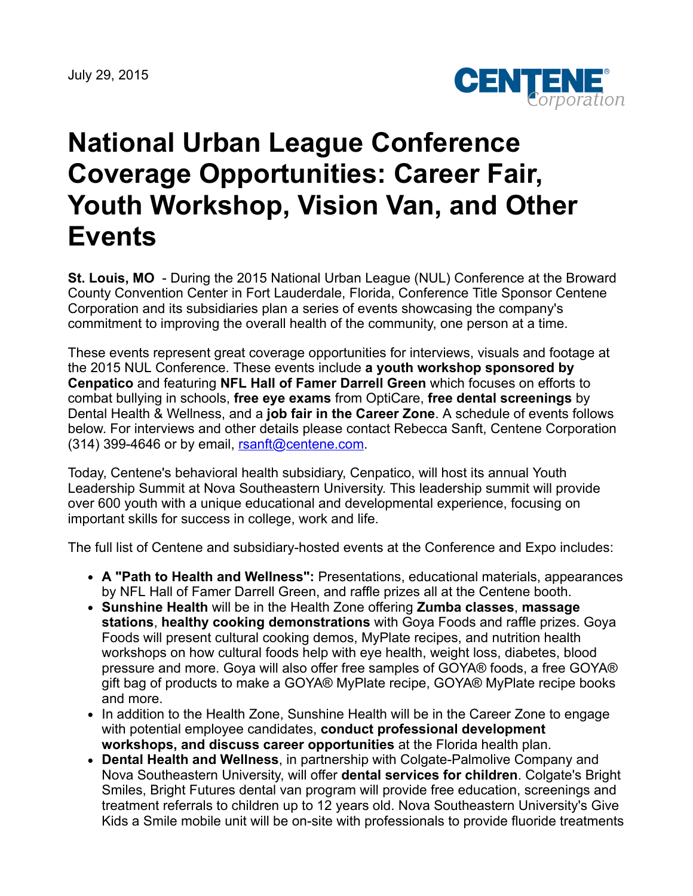July 29, 2015

# National Urban League Conference Coverage Opportunities: Career Fair, Youth Workshop, Vision Van, and Other Events

**St. Louis, MO** - During the 2015 National Urban League (NUL) Conference at the Broward County Convention Center in Fort Lauderdale, Florida, Conference Title Sponsor Centene Corporation and its subsidiaries plan a series of events showcasing the company's commitment to improving the overall health of the community, one person at a time.

These events represent great coverage opportunities for interviews, visuals and footage at the 2015 NUL Conference. These events include **a youth workshop sponsored by Cenpatico** and featuring **NFL Hall of Famer Darrell Green** which focuses on efforts to combat bullying in schools, **free eye exams** from OptiCare, **free dental screenings** by Dental Health & Wellness, and a **job fair in the Career Zone**. A schedule of events follows below. For interviews and other details please contact Rebecca Sanft, Centene Corporation (314) 399-4646 or by email, rsanft@centene.com.

Today, Centene's behavioral health subsidiary, Cenpatico, will host its annual Youth Leadership Summit at Nova Southeastern University. This leadership summit will provide over 600 youth with a unique educational and developmental experience, focusing on important skills for success in college, work and life.

The full list of Centene and subsidiary-hosted events at the Conference and Expo includes:

- **A "Path to Health and Wellness":** Presentations, educational materials, appearances by NFL Hall of Famer Darrell Green, and raffle prizes all at the Centene booth.
- **Sunshine Health** will be in the Health Zone offering **Zumba classes**, **massage stations**, **healthy cooking demonstrations** with Goya Foods and raffle prizes. Goya Foods will present cultural cooking demos, MyPlate recipes, and nutrition health workshops on how cultural foods help with eye health, weight loss, diabetes, blood pressure and more. Goya will also offer free samples of GOYA® foods, a free GOYA® gift bag of products to make a GOYA® MyPlate recipe, GOYA® MyPlate recipe books and more.
- In addition to the Health Zone, Sunshine Health will be in the Career Zone to engage with potential employee candidates, **conduct professional development workshops, and discuss career opportunities** at the Florida health plan.
- **Dental Health and Wellness**, in partnership with Colgate-Palmolive Company and Nova Southeastern University, will offer **dental services for children**. Colgate's Bright Smiles, Bright Futures dental van program will provide free education, screenings and treatment referrals to children up to 12 years old. Nova Southeastern University's Give Kids a Smile mobile unit will be on-site with professionals to provide fluoride treatments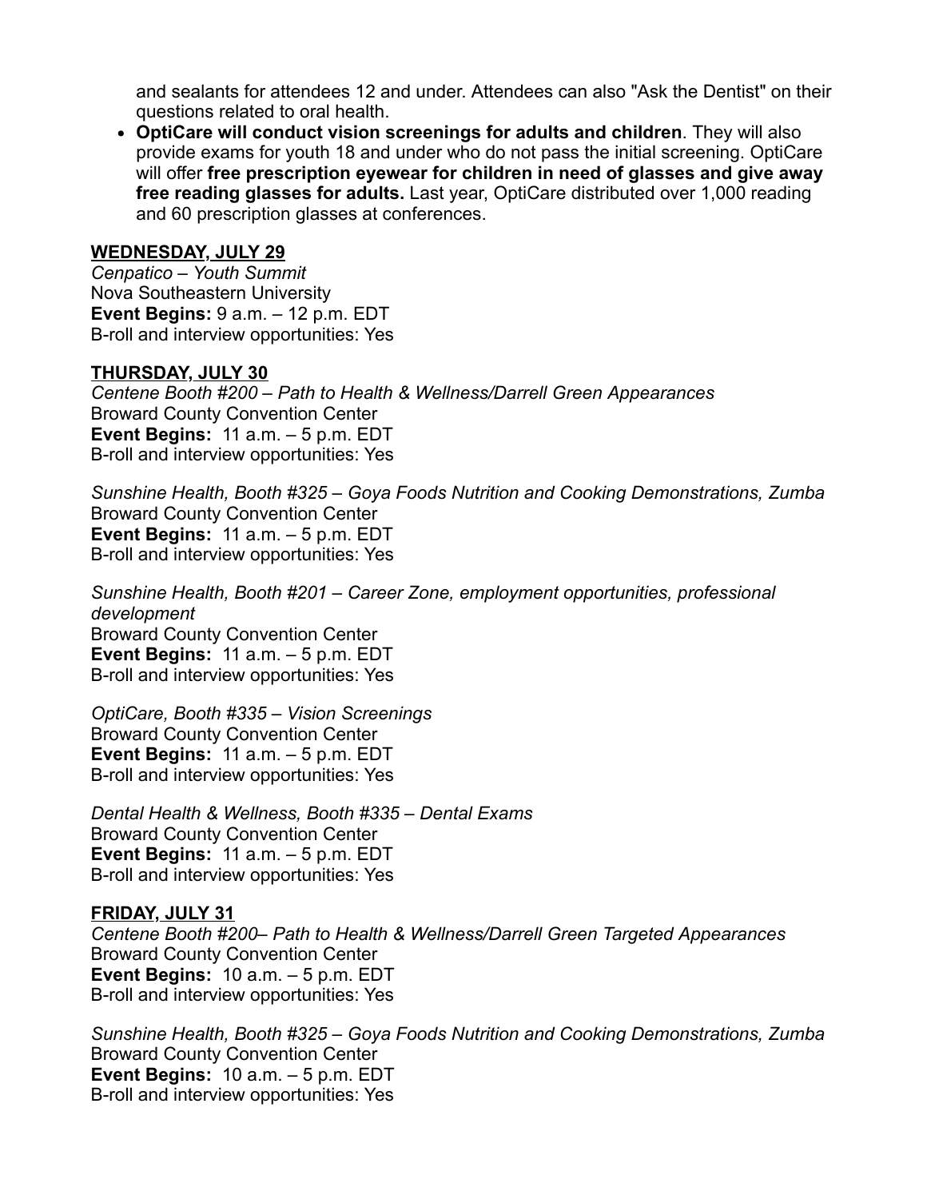and sealants for attendees 12 and under. Attendees can also "Ask the Dentist" on their questions related to oral health.

- **OptiCare will conduct vision screenings for adults and children**. They will also provide exams for youth 18 and under who do not pass the initial screening. OptiCare will offer **free prescription eyewear for children in need of glasses and give away free reading glasses for adults.** Last year, OptiCare distributed over 1,000 reading and 60 prescription glasses at conferences.

**WEDNESDAY, JULY 29**

*Cenpatico – Youth Summit*
Nova Southeastern University
**Event Begins:** 9 a.m. – 12 p.m. EDT
B-roll and interview opportunities: Yes

**THURSDAY, JULY 30**

*Centene Booth #200 – Path to Health & Wellness/Darrell Green Appearances*
Broward County Convention Center
**Event Begins:** 11 a.m. – 5 p.m. EDT
B-roll and interview opportunities: Yes

*Sunshine Health, Booth #325 – Goya Foods Nutrition and Cooking Demonstrations, Zumba*
Broward County Convention Center
**Event Begins:** 11 a.m. – 5 p.m. EDT
B-roll and interview opportunities: Yes

*Sunshine Health, Booth #201 – Career Zone, employment opportunities, professional development*
Broward County Convention Center
**Event Begins:** 11 a.m. – 5 p.m. EDT
B-roll and interview opportunities: Yes

*OptiCare, Booth #335 – Vision Screenings*
Broward County Convention Center
**Event Begins:** 11 a.m. – 5 p.m. EDT
B-roll and interview opportunities: Yes

*Dental Health & Wellness, Booth #335 – Dental Exams*
Broward County Convention Center
**Event Begins:** 11 a.m. – 5 p.m. EDT
B-roll and interview opportunities: Yes

**FRIDAY, JULY 31**

*Centene Booth #200– Path to Health & Wellness/Darrell Green Targeted Appearances*
Broward County Convention Center
**Event Begins:** 10 a.m. – 5 p.m. EDT
B-roll and interview opportunities: Yes

*Sunshine Health, Booth #325 – Goya Foods Nutrition and Cooking Demonstrations, Zumba*
Broward County Convention Center
**Event Begins:** 10 a.m. – 5 p.m. EDT
B-roll and interview opportunities: Yes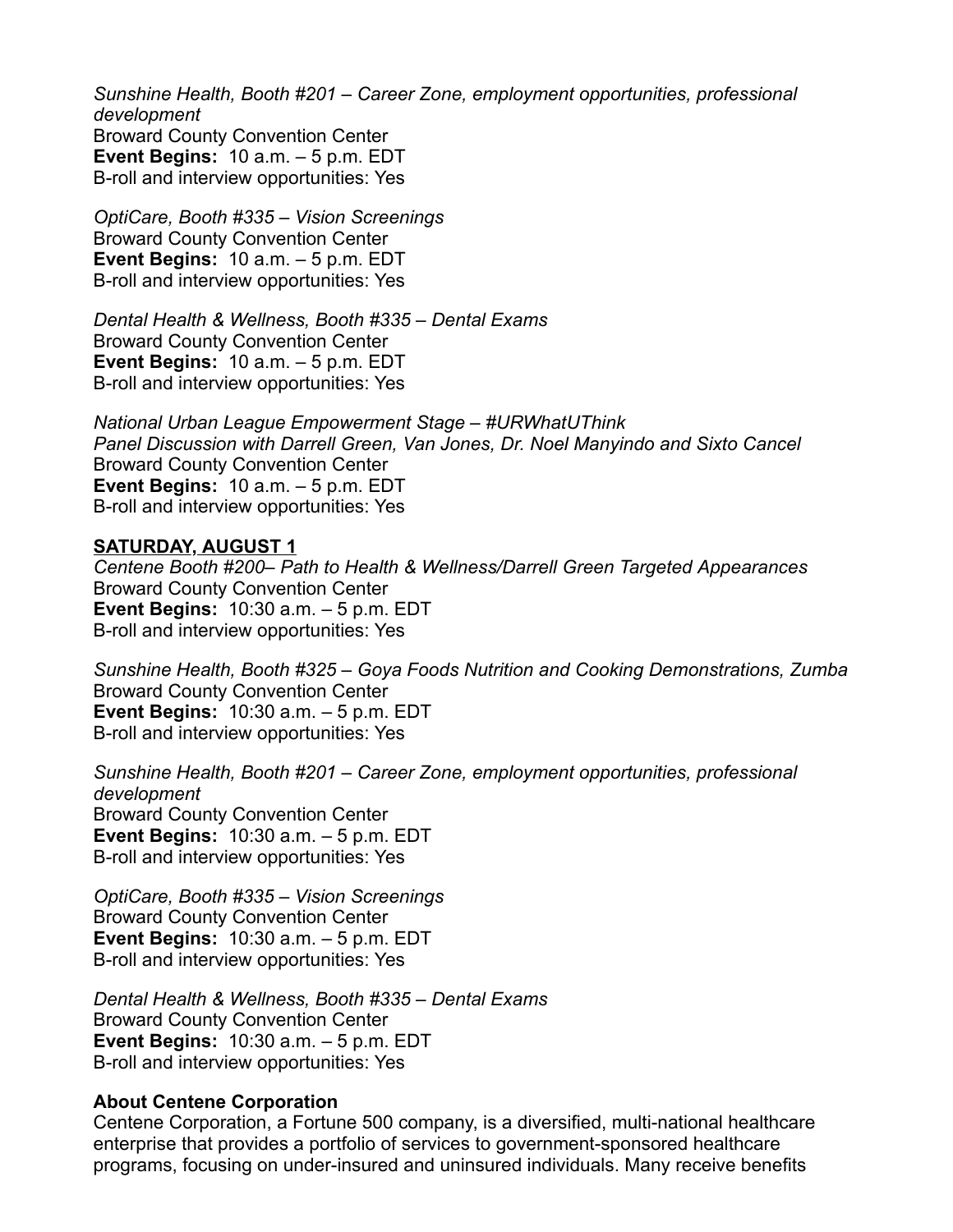*Sunshine Health, Booth #201 – Career Zone, employment opportunities, professional development*
Broward County Convention Center
**Event Begins:** 10 a.m. – 5 p.m. EDT
B-roll and interview opportunities: Yes

*OptiCare, Booth #335 – Vision Screenings*
Broward County Convention Center
**Event Begins:** 10 a.m. – 5 p.m. EDT
B-roll and interview opportunities: Yes

*Dental Health & Wellness, Booth #335 – Dental Exams*
Broward County Convention Center
**Event Begins:** 10 a.m. – 5 p.m. EDT
B-roll and interview opportunities: Yes

*National Urban League Empowerment Stage – #URWhatUThink*
*Panel Discussion with Darrell Green, Van Jones, Dr. Noel Manyindo and Sixto Cancel*
Broward County Convention Center
**Event Begins:** 10 a.m. – 5 p.m. EDT
B-roll and interview opportunities: Yes

**SATURDAY, AUGUST 1**

*Centene Booth #200– Path to Health & Wellness/Darrell Green Targeted Appearances*
Broward County Convention Center
**Event Begins:** 10:30 a.m. – 5 p.m. EDT
B-roll and interview opportunities: Yes

*Sunshine Health, Booth #325 – Goya Foods Nutrition and Cooking Demonstrations, Zumba*
Broward County Convention Center
**Event Begins:** 10:30 a.m. – 5 p.m. EDT
B-roll and interview opportunities: Yes

*Sunshine Health, Booth #201 – Career Zone, employment opportunities, professional development*
Broward County Convention Center
**Event Begins:** 10:30 a.m. – 5 p.m. EDT
B-roll and interview opportunities: Yes

*OptiCare, Booth #335 – Vision Screenings*
Broward County Convention Center
**Event Begins:** 10:30 a.m. – 5 p.m. EDT
B-roll and interview opportunities: Yes

*Dental Health & Wellness, Booth #335 – Dental Exams*
Broward County Convention Center
**Event Begins:** 10:30 a.m. – 5 p.m. EDT
B-roll and interview opportunities: Yes

**About Centene Corporation**

Centene Corporation, a Fortune 500 company, is a diversified, multi-national healthcare enterprise that provides a portfolio of services to government-sponsored healthcare programs, focusing on under-insured and uninsured individuals. Many receive benefits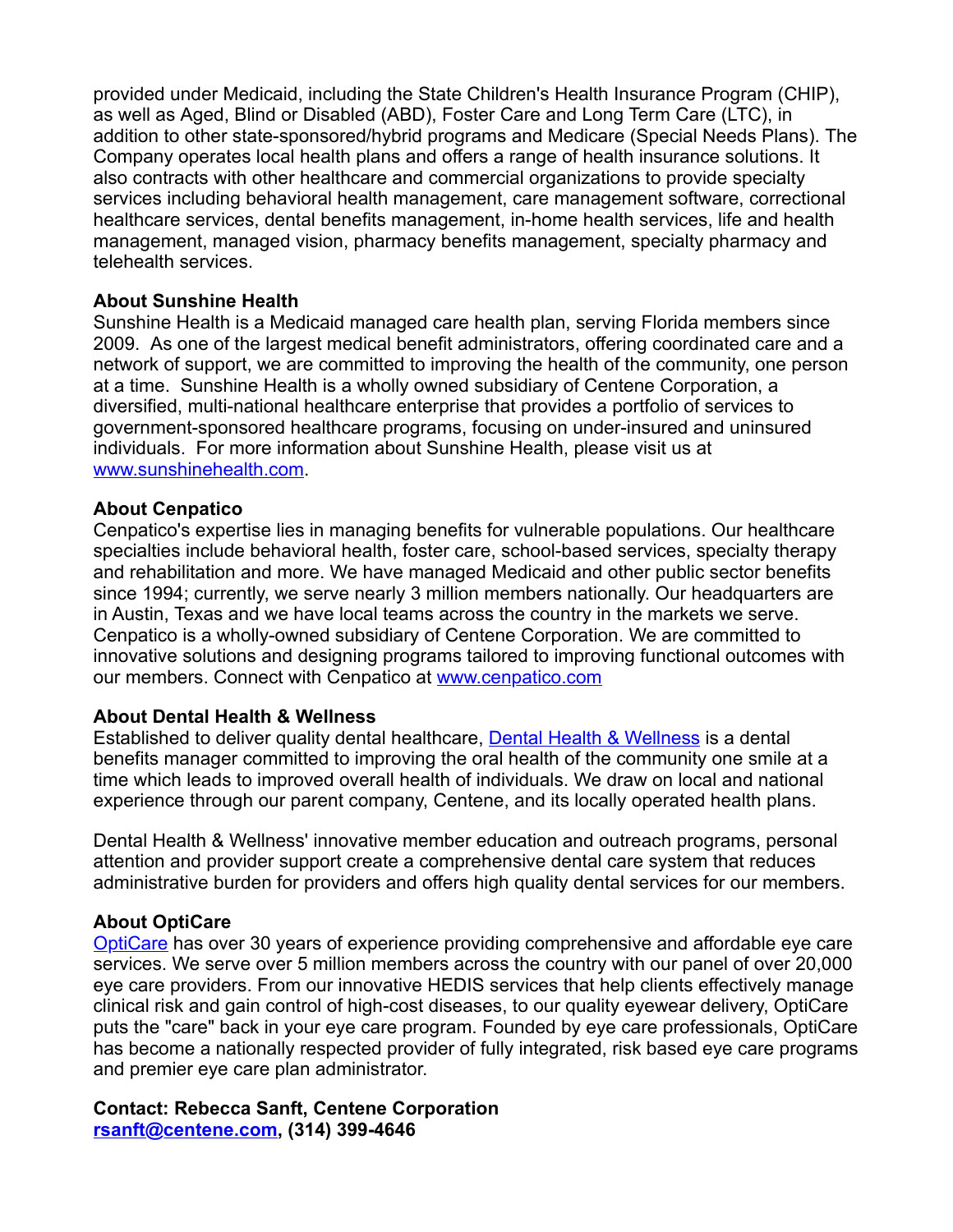provided under Medicaid, including the State Children's Health Insurance Program (CHIP), as well as Aged, Blind or Disabled (ABD), Foster Care and Long Term Care (LTC), in addition to other state-sponsored/hybrid programs and Medicare (Special Needs Plans). The Company operates local health plans and offers a range of health insurance solutions. It also contracts with other healthcare and commercial organizations to provide specialty services including behavioral health management, care management software, correctional healthcare services, dental benefits management, in-home health services, life and health management, managed vision, pharmacy benefits management, specialty pharmacy and telehealth services.

**About Sunshine Health**
Sunshine Health is a Medicaid managed care health plan, serving Florida members since 2009. As one of the largest medical benefit administrators, offering coordinated care and a network of support, we are committed to improving the health of the community, one person at a time. Sunshine Health is a wholly owned subsidiary of Centene Corporation, a diversified, multi-national healthcare enterprise that provides a portfolio of services to government-sponsored healthcare programs, focusing on under-insured and uninsured individuals. For more information about Sunshine Health, please visit us at [www.sunshinehealth.com](http://www.sunshinehealth.com).

**About Cenpatico**
Cenpatico's expertise lies in managing benefits for vulnerable populations. Our healthcare specialties include behavioral health, foster care, school-based services, specialty therapy and rehabilitation and more. We have managed Medicaid and other public sector benefits since 1994; currently, we serve nearly 3 million members nationally. Our headquarters are in Austin, Texas and we have local teams across the country in the markets we serve. Cenpatico is a wholly-owned subsidiary of Centene Corporation. We are committed to innovative solutions and designing programs tailored to improving functional outcomes with our members. Connect with Cenpatico at [www.cenpatico.com](http://www.cenpatico.com)

**About Dental Health & Wellness**
Established to deliver quality dental healthcare, Dental Health & Wellness is a dental benefits manager committed to improving the oral health of the community one smile at a time which leads to improved overall health of individuals. We draw on local and national experience through our parent company, Centene, and its locally operated health plans.

Dental Health & Wellness' innovative member education and outreach programs, personal attention and provider support create a comprehensive dental care system that reduces administrative burden for providers and offers high quality dental services for our members.

**About OptiCare**
OptiCare has over 30 years of experience providing comprehensive and affordable eye care services. We serve over 5 million members across the country with our panel of over 20,000 eye care providers. From our innovative HEDIS services that help clients effectively manage clinical risk and gain control of high-cost diseases, to our quality eyewear delivery, OptiCare puts the "care" back in your eye care program. Founded by eye care professionals, OptiCare has become a nationally respected provider of fully integrated, risk based eye care programs and premier eye care plan administrator.

**Contact: Rebecca Sanft, Centene Corporation**
**[rsanft@centene.com](mailto:rsanft@centene.com), (314) 399-4646**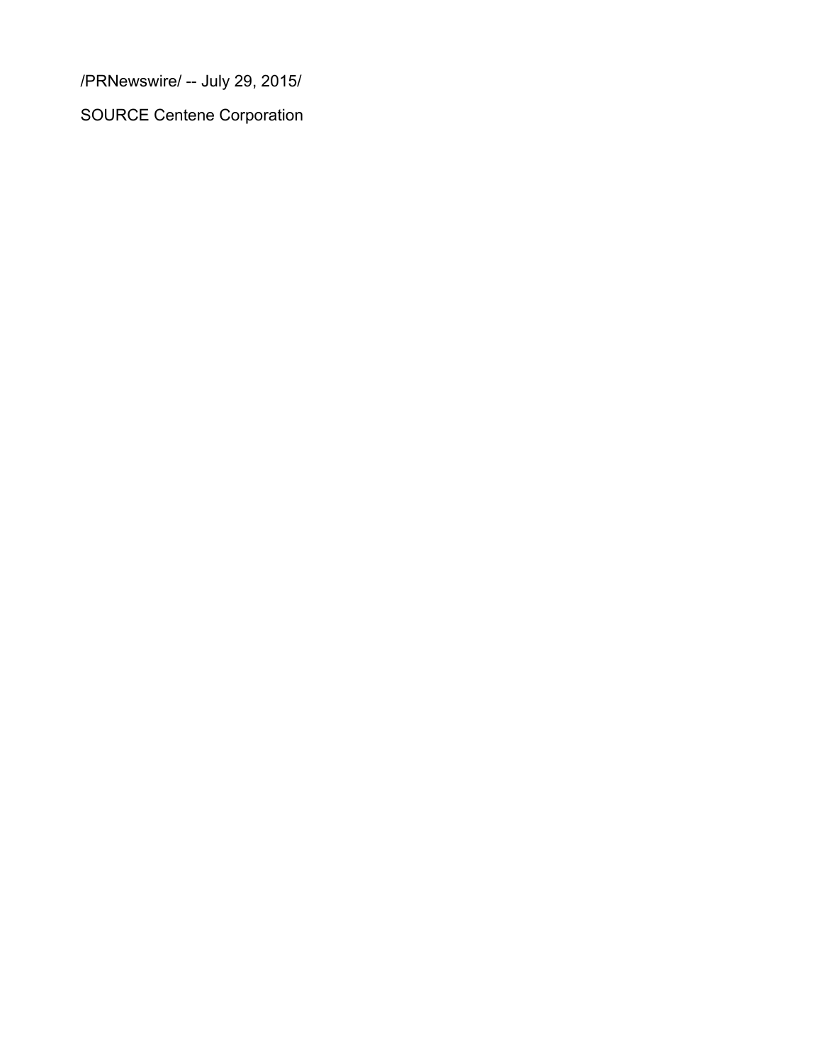/PRNewswire/ -- July 29, 2015/

SOURCE Centene Corporation